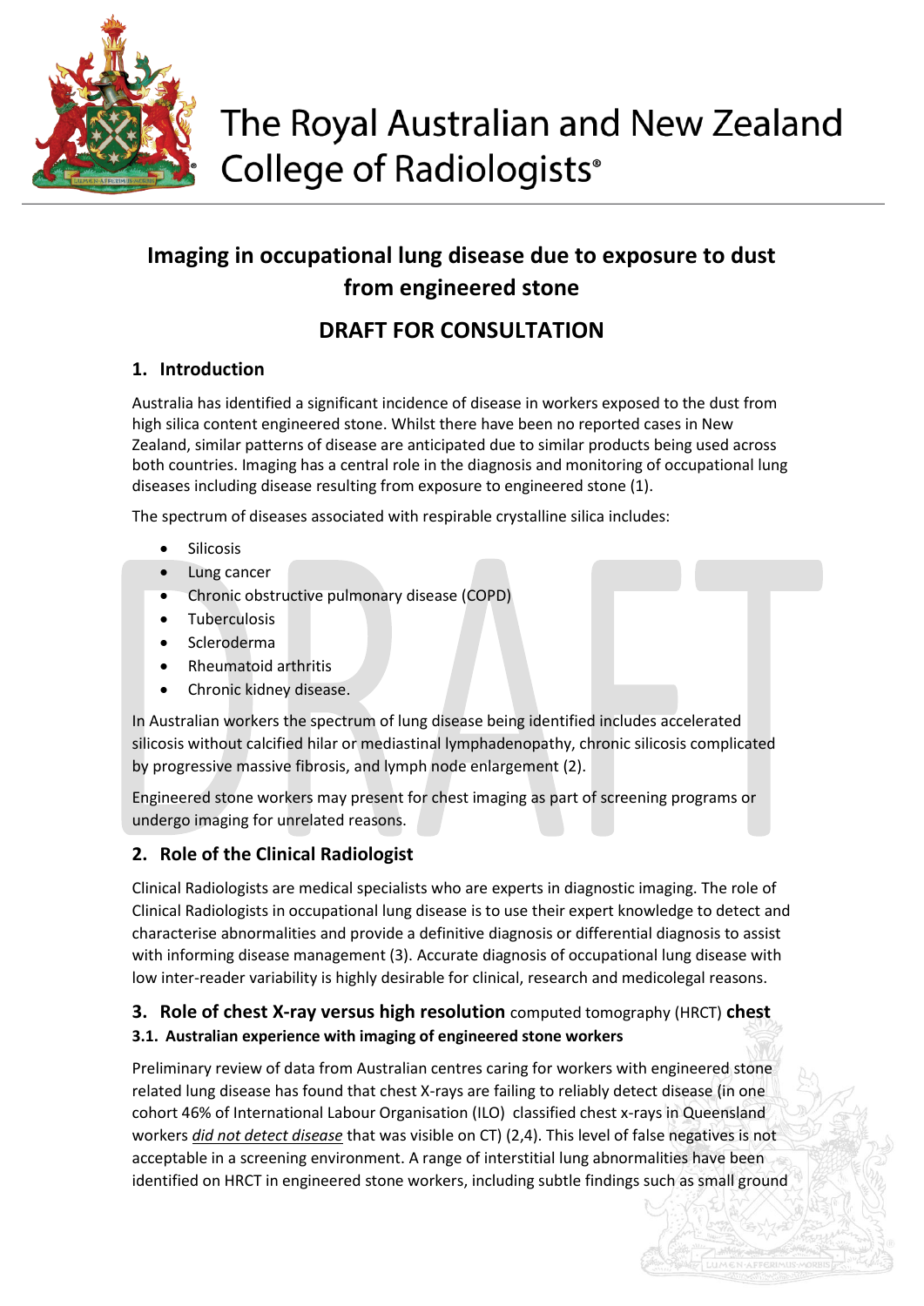The Royal Australian and New Zealand College of Radiologists®

# Imaging in occupational lung disease due to exposure to dust from engineered stone

## DRAFT FOR CONSULTATION

## 1. Introduction

Australia has identified a significant incidence of disease in workers exposed to the dust from high silica content engineered stone. Whilst there have been no reported cases in New Zealand, similar patterns of disease are anticipated due to similar products being used across both countries. Imaging has a central role in the diagnosis and monitoring of occupational lung diseases including disease resulting from exposure to engineered stone (1).

The spectrum of diseases associated with respirable crystalline silica includes:

- Silicosis
- Lung cancer
- Chronic obstructive pulmonary disease (COPD)
- Tuberculosis
- Scleroderma
- Rheumatoid arthritis
- Chronic kidney disease.

In Australian workers the spectrum of lung disease being identified includes accelerated silicosis without calcified hilar or mediastinal lymphadenopathy, chronic silicosis complicated by progressive massive fibrosis, and lymph node enlargement (2).

Engineered stone workers may present for chest imaging as part of screening programs or undergo imaging for unrelated reasons.

## 2. Role of the Clinical Radiologist

Clinical Radiologists are medical specialists who are experts in diagnostic imaging. The role of Clinical Radiologists in occupational lung disease is to use their expert knowledge to detect and characterise abnormalities and provide a definitive diagnosis or differential diagnosis to assist with informing disease management (3). Accurate diagnosis of occupational lung disease with low inter-reader variability is highly desirable for clinical, research and medicolegal reasons.

## 3. Role of chest X-ray versus high resolution computed tomography (HRCT) chest

### 3.1. Australian experience with imaging of engineered stone workers

Preliminary review of data from Australian centres caring for workers with engineered stone related lung disease has found that chest X-rays are failing to reliably detect disease (in one cohort 46% of International Labour Organisation (ILO) classified chest x-rays in Queensland workers ***did not detect disease*** that was visible on CT) (2,4). This level of false negatives is not acceptable in a screening environment. A range of interstitial lung abnormalities have been identified on HRCT in engineered stone workers, including subtle findings such as small ground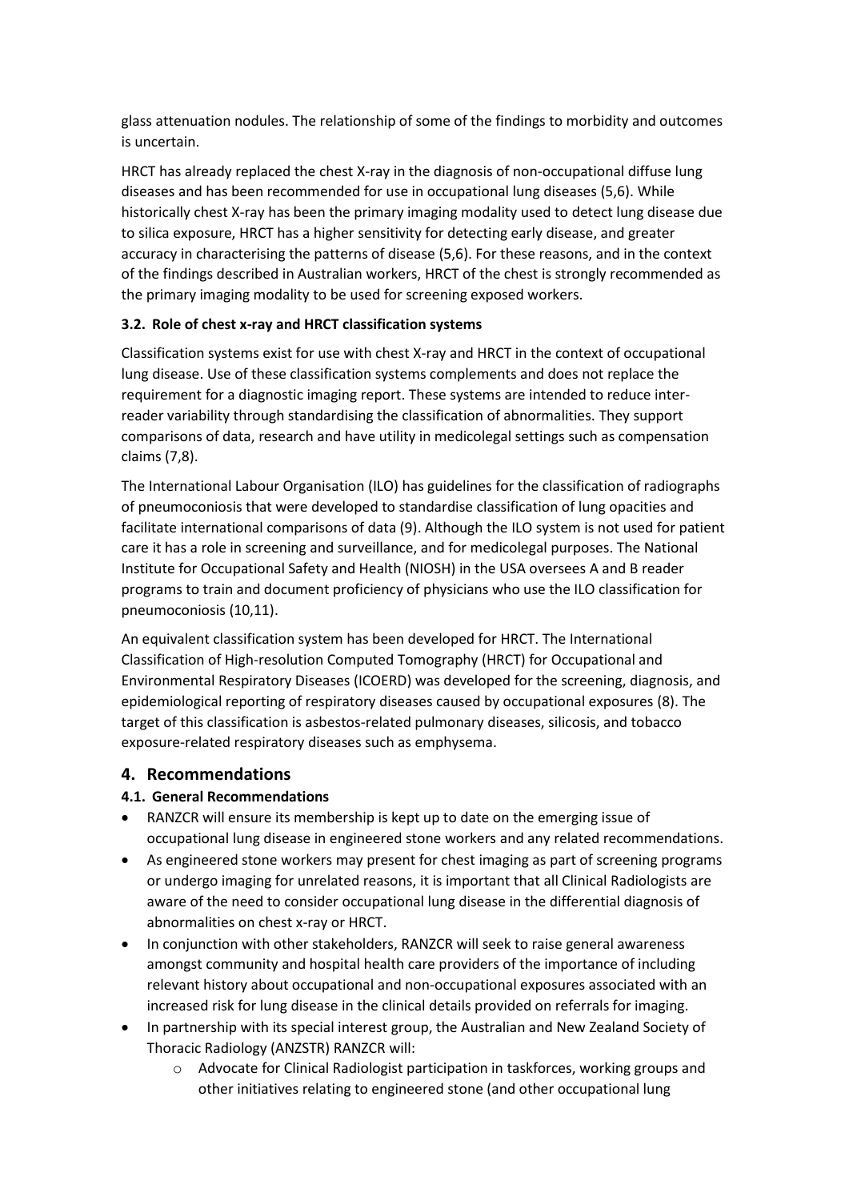glass attenuation nodules. The relationship of some of the findings to morbidity and outcomes is uncertain.

HRCT has already replaced the chest X-ray in the diagnosis of non-occupational diffuse lung diseases and has been recommended for use in occupational lung diseases (5,6). While historically chest X-ray has been the primary imaging modality used to detect lung disease due to silica exposure, HRCT has a higher sensitivity for detecting early disease, and greater accuracy in characterising the patterns of disease (5,6). For these reasons, and in the context of the findings described in Australian workers, HRCT of the chest is strongly recommended as the primary imaging modality to be used for screening exposed workers.

### 3.2. Role of chest x-ray and HRCT classification systems

Classification systems exist for use with chest X-ray and HRCT in the context of occupational lung disease. Use of these classification systems complements and does not replace the requirement for a diagnostic imaging report. These systems are intended to reduce inter-reader variability through standardising the classification of abnormalities. They support comparisons of data, research and have utility in medicolegal settings such as compensation claims (7,8).

The International Labour Organisation (ILO) has guidelines for the classification of radiographs of pneumoconiosis that were developed to standardise classification of lung opacities and facilitate international comparisons of data (9). Although the ILO system is not used for patient care it has a role in screening and surveillance, and for medicolegal purposes. The National Institute for Occupational Safety and Health (NIOSH) in the USA oversees A and B reader programs to train and document proficiency of physicians who use the ILO classification for pneumoconiosis (10,11).

An equivalent classification system has been developed for HRCT. The International Classification of High-resolution Computed Tomography (HRCT) for Occupational and Environmental Respiratory Diseases (ICOERD) was developed for the screening, diagnosis, and epidemiological reporting of respiratory diseases caused by occupational exposures (8). The target of this classification is asbestos-related pulmonary diseases, silicosis, and tobacco exposure-related respiratory diseases such as emphysema.

## 4. Recommendations

### 4.1. General Recommendations

- RANZCR will ensure its membership is kept up to date on the emerging issue of occupational lung disease in engineered stone workers and any related recommendations.
- As engineered stone workers may present for chest imaging as part of screening programs or undergo imaging for unrelated reasons, it is important that all Clinical Radiologists are aware of the need to consider occupational lung disease in the differential diagnosis of abnormalities on chest x-ray or HRCT.
- In conjunction with other stakeholders, RANZCR will seek to raise general awareness amongst community and hospital health care providers of the importance of including relevant history about occupational and non-occupational exposures associated with an increased risk for lung disease in the clinical details provided on referrals for imaging.
- In partnership with its special interest group, the Australian and New Zealand Society of Thoracic Radiology (ANZSTR) RANZCR will:
    - Advocate for Clinical Radiologist participation in taskforces, working groups and other initiatives relating to engineered stone (and other occupational lung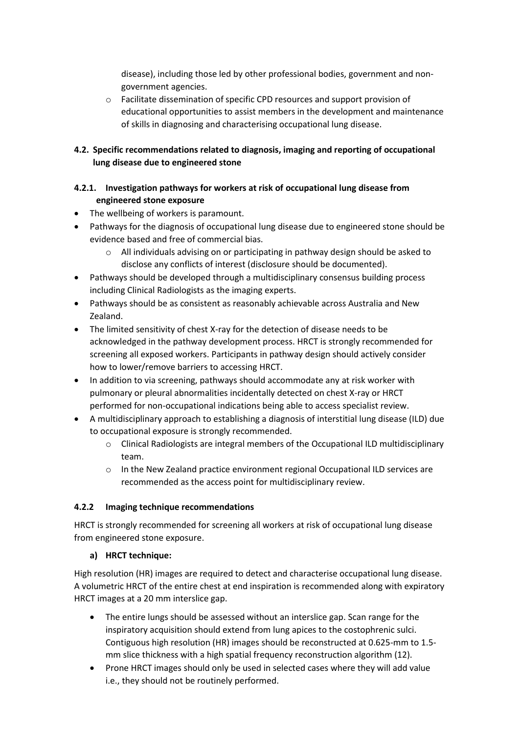disease), including those led by other professional bodies, government and non-government agencies.

  - Facilitate dissemination of specific CPD resources and support provision of educational opportunities to assist members in the development and maintenance of skills in diagnosing and characterising occupational lung disease.

### 4.2. Specific recommendations related to diagnosis, imaging and reporting of occupational lung disease due to engineered stone

#### 4.2.1. Investigation pathways for workers at risk of occupational lung disease from engineered stone exposure

- The wellbeing of workers is paramount.
- Pathways for the diagnosis of occupational lung disease due to engineered stone should be evidence based and free of commercial bias.
  - All individuals advising on or participating in pathway design should be asked to disclose any conflicts of interest (disclosure should be documented).
- Pathways should be developed through a multidisciplinary consensus building process including Clinical Radiologists as the imaging experts.
- Pathways should be as consistent as reasonably achievable across Australia and New Zealand.
- The limited sensitivity of chest X-ray for the detection of disease needs to be acknowledged in the pathway development process. HRCT is strongly recommended for screening all exposed workers. Participants in pathway design should actively consider how to lower/remove barriers to accessing HRCT.
- In addition to via screening, pathways should accommodate any at risk worker with pulmonary or pleural abnormalities incidentally detected on chest X-ray or HRCT performed for non-occupational indications being able to access specialist review.
- A multidisciplinary approach to establishing a diagnosis of interstitial lung disease (ILD) due to occupational exposure is strongly recommended.
  - Clinical Radiologists are integral members of the Occupational ILD multidisciplinary team.
  - In the New Zealand practice environment regional Occupational ILD services are recommended as the access point for multidisciplinary review.

#### 4.2.2 Imaging technique recommendations

HRCT is strongly recommended for screening all workers at risk of occupational lung disease from engineered stone exposure.

**a) HRCT technique:**

High resolution (HR) images are required to detect and characterise occupational lung disease. A volumetric HRCT of the entire chest at end inspiration is recommended along with expiratory HRCT images at a 20 mm interslice gap.

- The entire lungs should be assessed without an interslice gap. Scan range for the inspiratory acquisition should extend from lung apices to the costophrenic sulci. Contiguous high resolution (HR) images should be reconstructed at 0.625-mm to 1.5-mm slice thickness with a high spatial frequency reconstruction algorithm (12).
- Prone HRCT images should only be used in selected cases where they will add value i.e., they should not be routinely performed.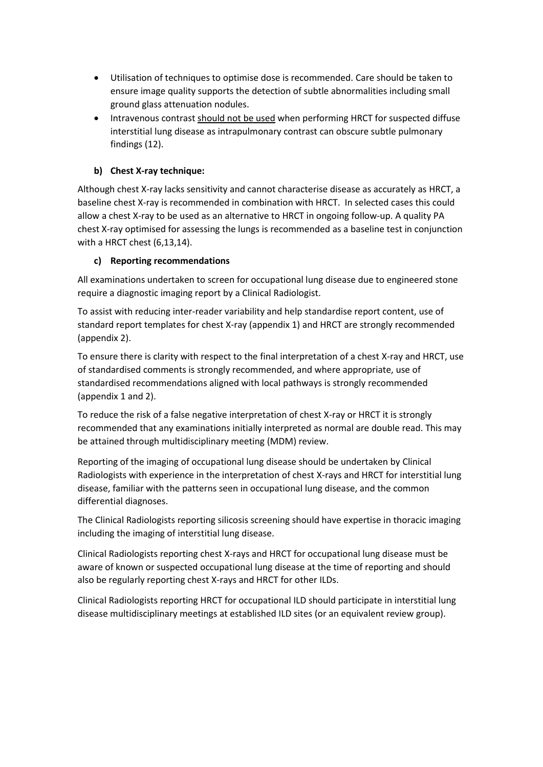- Utilisation of techniques to optimise dose is recommended. Care should be taken to ensure image quality supports the detection of subtle abnormalities including small ground glass attenuation nodules.
- Intravenous contrast <u>should not be used</u> when performing HRCT for suspected diffuse interstitial lung disease as intrapulmonary contrast can obscure subtle pulmonary findings (12).

### b) Chest X-ray technique:

Although chest X-ray lacks sensitivity and cannot characterise disease as accurately as HRCT, a baseline chest X-ray is recommended in combination with HRCT. In selected cases this could allow a chest X-ray to be used as an alternative to HRCT in ongoing follow-up. A quality PA chest X-ray optimised for assessing the lungs is recommended as a baseline test in conjunction with a HRCT chest (6,13,14).

### c) Reporting recommendations

All examinations undertaken to screen for occupational lung disease due to engineered stone require a diagnostic imaging report by a Clinical Radiologist.

To assist with reducing inter-reader variability and help standardise report content, use of standard report templates for chest X-ray (appendix 1) and HRCT are strongly recommended (appendix 2).

To ensure there is clarity with respect to the final interpretation of a chest X-ray and HRCT, use of standardised comments is strongly recommended, and where appropriate, use of standardised recommendations aligned with local pathways is strongly recommended (appendix 1 and 2).

To reduce the risk of a false negative interpretation of chest X-ray or HRCT it is strongly recommended that any examinations initially interpreted as normal are double read. This may be attained through multidisciplinary meeting (MDM) review.

Reporting of the imaging of occupational lung disease should be undertaken by Clinical Radiologists with experience in the interpretation of chest X-rays and HRCT for interstitial lung disease, familiar with the patterns seen in occupational lung disease, and the common differential diagnoses.

The Clinical Radiologists reporting silicosis screening should have expertise in thoracic imaging including the imaging of interstitial lung disease.

Clinical Radiologists reporting chest X-rays and HRCT for occupational lung disease must be aware of known or suspected occupational lung disease at the time of reporting and should also be regularly reporting chest X-rays and HRCT for other ILDs.

Clinical Radiologists reporting HRCT for occupational ILD should participate in interstitial lung disease multidisciplinary meetings at established ILD sites (or an equivalent review group).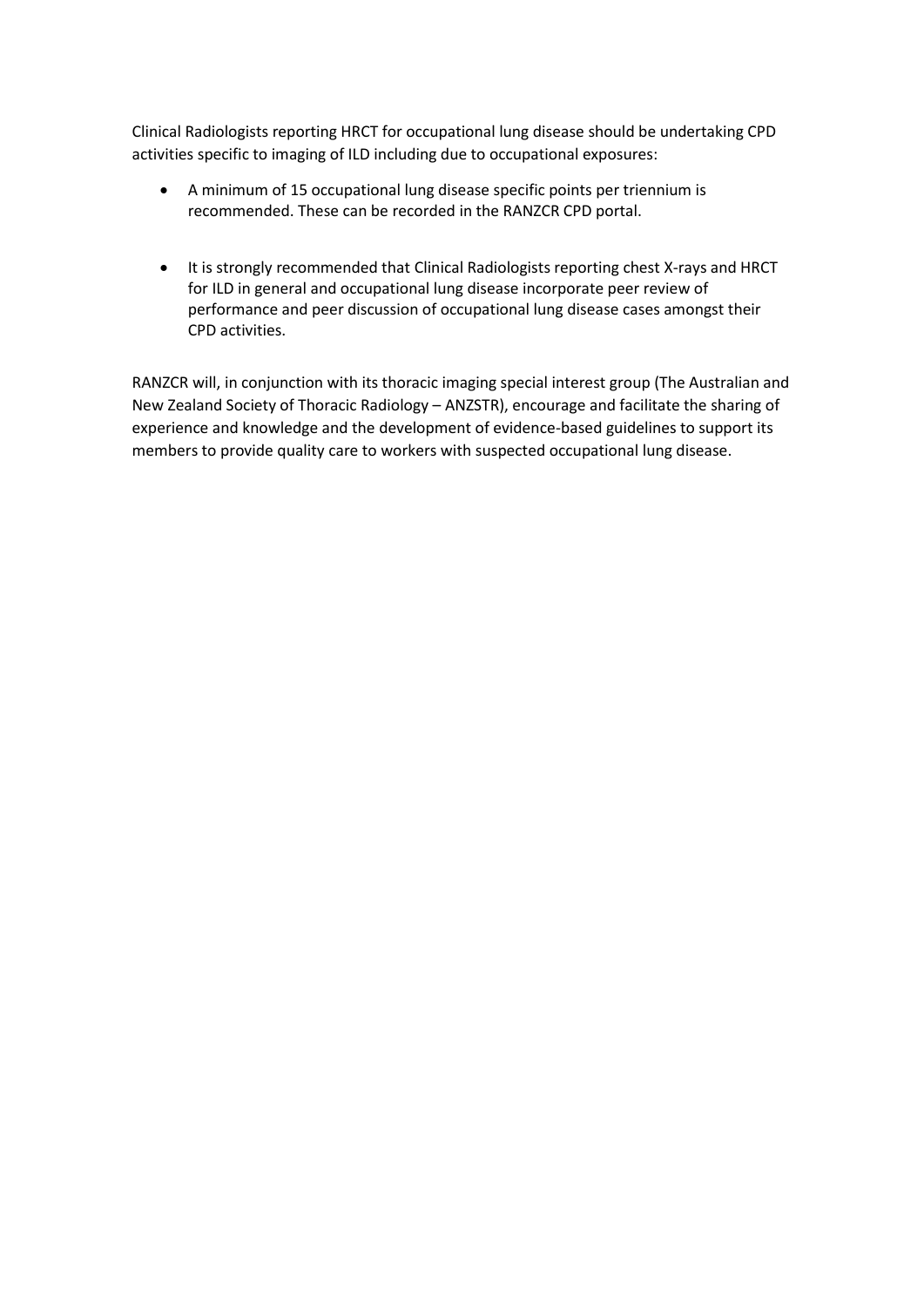Clinical Radiologists reporting HRCT for occupational lung disease should be undertaking CPD activities specific to imaging of ILD including due to occupational exposures:

- A minimum of 15 occupational lung disease specific points per triennium is recommended. These can be recorded in the RANZCR CPD portal.

- It is strongly recommended that Clinical Radiologists reporting chest X-rays and HRCT for ILD in general and occupational lung disease incorporate peer review of performance and peer discussion of occupational lung disease cases amongst their CPD activities.

RANZCR will, in conjunction with its thoracic imaging special interest group (The Australian and New Zealand Society of Thoracic Radiology – ANZSTR), encourage and facilitate the sharing of experience and knowledge and the development of evidence-based guidelines to support its members to provide quality care to workers with suspected occupational lung disease.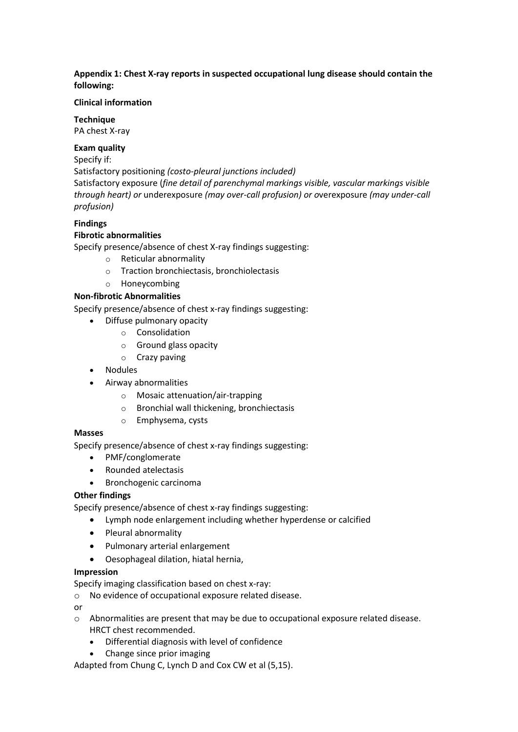**Appendix 1: Chest X-ray reports in suspected occupational lung disease should contain the following:**

**Clinical information**

**Technique**

PA chest X-ray

**Exam quality**

Specify if:

Satisfactory positioning *(costo-pleural junctions included)*

Satisfactory exposure (*fine detail of parenchymal markings visible, vascular markings visible through heart) or* underexposure *(may over-call profusion) or o*verexposure *(may under-call profusion)*

**Findings**

**Fibrotic abnormalities**

Specify presence/absence of chest X-ray findings suggesting:

- Reticular abnormality
- Traction bronchiectasis, bronchiolectasis
- Honeycombing

**Non-fibrotic Abnormalities**

Specify presence/absence of chest x-ray findings suggesting:

- Diffuse pulmonary opacity
    - Consolidation
    - Ground glass opacity
    - Crazy paving
- Nodules
- Airway abnormalities
    - Mosaic attenuation/air-trapping
    - Bronchial wall thickening, bronchiectasis
    - Emphysema, cysts

**Masses**

Specify presence/absence of chest x-ray findings suggesting:

- PMF/conglomerate
- Rounded atelectasis
- Bronchogenic carcinoma

**Other findings**

Specify presence/absence of chest x-ray findings suggesting:

- Lymph node enlargement including whether hyperdense or calcified
- Pleural abnormality
- Pulmonary arterial enlargement
- Oesophageal dilation, hiatal hernia,

**Impression**

Specify imaging classification based on chest x-ray:

- No evidence of occupational exposure related disease.

or

- Abnormalities are present that may be due to occupational exposure related disease. HRCT chest recommended.
    - Differential diagnosis with level of confidence
    - Change since prior imaging

Adapted from Chung C, Lynch D and Cox CW et al (5,15).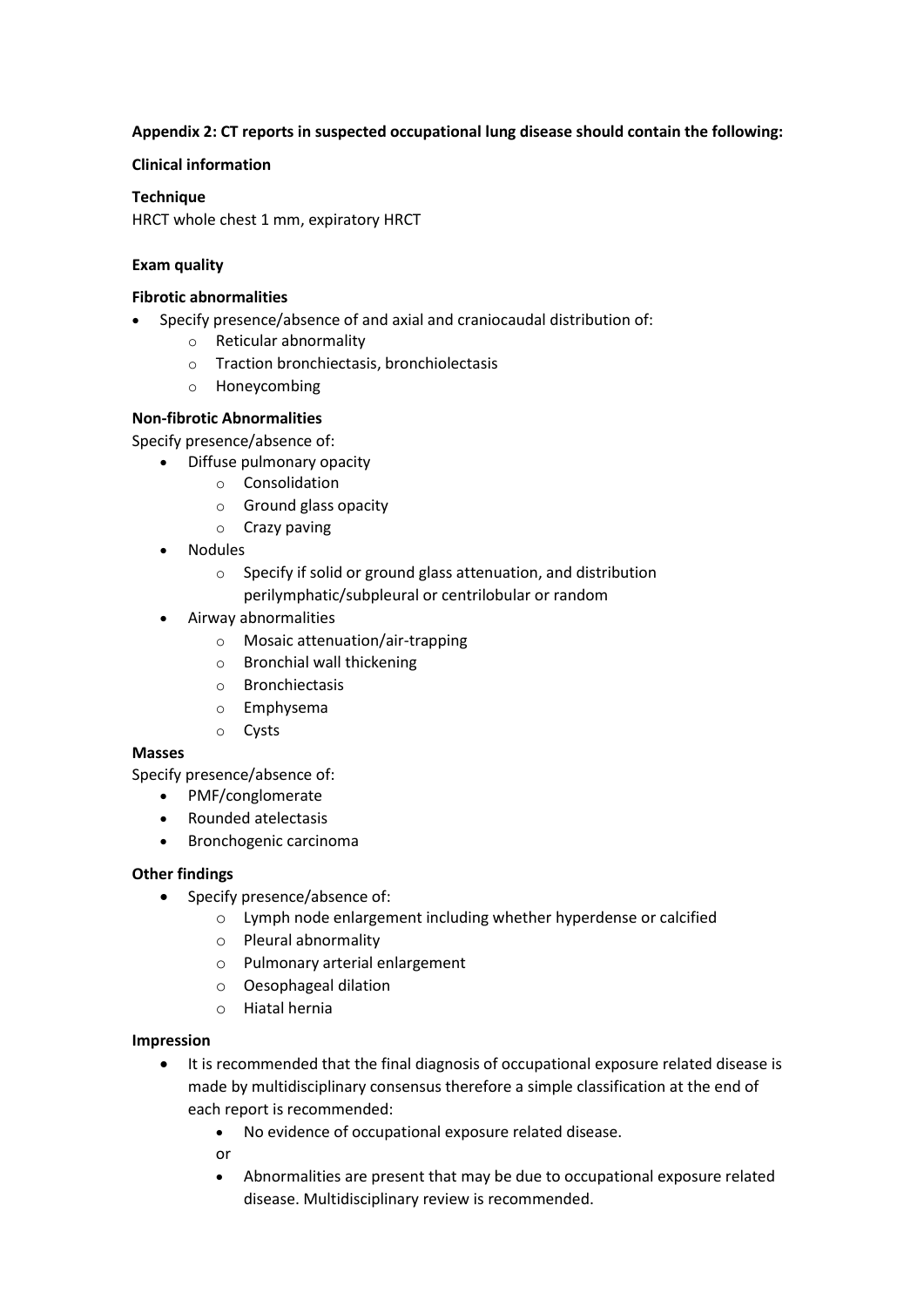**Appendix 2: CT reports in suspected occupational lung disease should contain the following:**

**Clinical information**

**Technique**

HRCT whole chest 1 mm, expiratory HRCT

**Exam quality**

**Fibrotic abnormalities**

- Specify presence/absence of and axial and craniocaudal distribution of:
  - Reticular abnormality
  - Traction bronchiectasis, bronchiolectasis
  - Honeycombing

**Non-fibrotic Abnormalities**

Specify presence/absence of:

- Diffuse pulmonary opacity
  - Consolidation
  - Ground glass opacity
  - Crazy paving
- Nodules
  - Specify if solid or ground glass attenuation, and distribution perilymphatic/subpleural or centrilobular or random
- Airway abnormalities
  - Mosaic attenuation/air-trapping
  - Bronchial wall thickening
  - Bronchiectasis
  - Emphysema
  - Cysts

**Masses**

Specify presence/absence of:

- PMF/conglomerate
- Rounded atelectasis
- Bronchogenic carcinoma

**Other findings**

- Specify presence/absence of:
  - Lymph node enlargement including whether hyperdense or calcified
  - Pleural abnormality
  - Pulmonary arterial enlargement
  - Oesophageal dilation
  - Hiatal hernia

**Impression**

- It is recommended that the final diagnosis of occupational exposure related disease is made by multidisciplinary consensus therefore a simple classification at the end of each report is recommended:
  - No evidence of occupational exposure related disease.

  or

  - Abnormalities are present that may be due to occupational exposure related disease. Multidisciplinary review is recommended.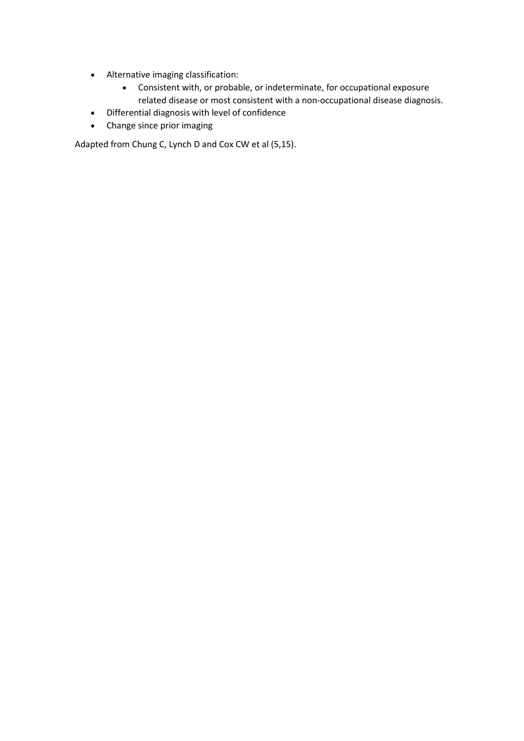- Alternative imaging classification:
    - Consistent with, or probable, or indeterminate, for occupational exposure related disease or most consistent with a non-occupational disease diagnosis.
- Differential diagnosis with level of confidence
- Change since prior imaging

Adapted from Chung C, Lynch D and Cox CW et al (5,15).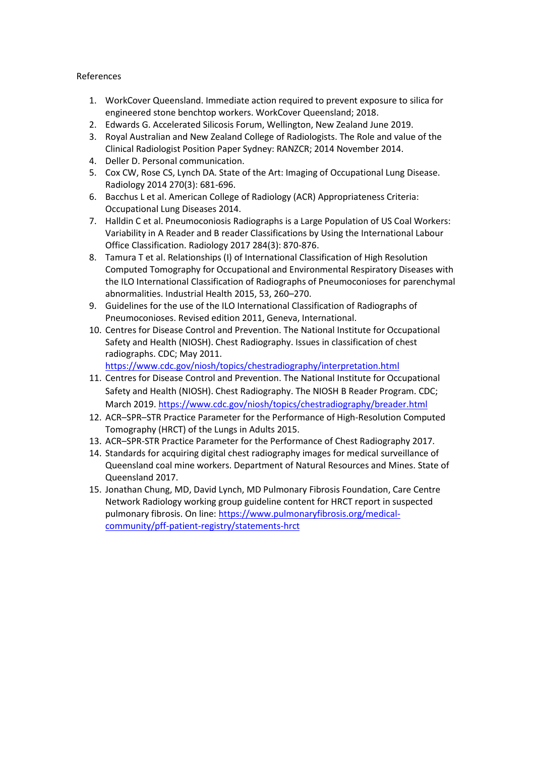References

1. WorkCover Queensland. Immediate action required to prevent exposure to silica for engineered stone benchtop workers. WorkCover Queensland; 2018.
2. Edwards G. Accelerated Silicosis Forum, Wellington, New Zealand June 2019.
3. Royal Australian and New Zealand College of Radiologists. The Role and value of the Clinical Radiologist Position Paper Sydney: RANZCR; 2014 November 2014.
4. Deller D. Personal communication.
5. Cox CW, Rose CS, Lynch DA. State of the Art: Imaging of Occupational Lung Disease. Radiology 2014 270(3): 681-696.
6. Bacchus L et al. American College of Radiology (ACR) Appropriateness Criteria: Occupational Lung Diseases 2014.
7. Halldin C et al. Pneumoconiosis Radiographs is a Large Population of US Coal Workers: Variability in A Reader and B reader Classifications by Using the International Labour Office Classification. Radiology 2017 284(3): 870-876.
8. Tamura T et al. Relationships (I) of International Classification of High Resolution Computed Tomography for Occupational and Environmental Respiratory Diseases with the ILO International Classification of Radiographs of Pneumoconioses for parenchymal abnormalities. Industrial Health 2015, 53, 260–270.
9. Guidelines for the use of the ILO International Classification of Radiographs of Pneumoconioses. Revised edition 2011, Geneva, International.
10. Centres for Disease Control and Prevention. The National Institute for Occupational Safety and Health (NIOSH). Chest Radiography. Issues in classification of chest radiographs. CDC; May 2011. https://www.cdc.gov/niosh/topics/chestradiography/interpretation.html
11. Centres for Disease Control and Prevention. The National Institute for Occupational Safety and Health (NIOSH). Chest Radiography. The NIOSH B Reader Program. CDC; March 2019. https://www.cdc.gov/niosh/topics/chestradiography/breader.html
12. ACR–SPR–STR Practice Parameter for the Performance of High-Resolution Computed Tomography (HRCT) of the Lungs in Adults 2015.
13. ACR–SPR-STR Practice Parameter for the Performance of Chest Radiography 2017.
14. Standards for acquiring digital chest radiography images for medical surveillance of Queensland coal mine workers. Department of Natural Resources and Mines. State of Queensland 2017.
15. Jonathan Chung, MD, David Lynch, MD Pulmonary Fibrosis Foundation, Care Centre Network Radiology working group guideline content for HRCT report in suspected pulmonary fibrosis. On line: https://www.pulmonaryfibrosis.org/medical-community/pff-patient-registry/statements-hrct